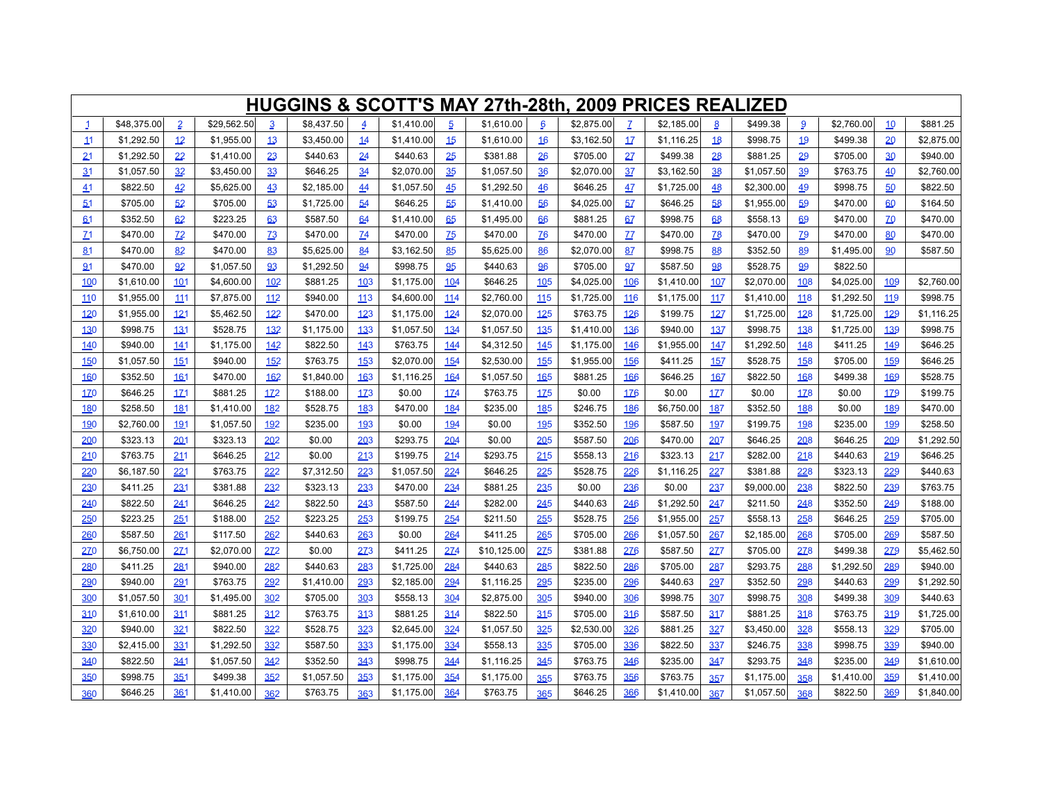# HUGGINS & SCOTT'S MAY 27th-28th, 2009 PRICES REALIZED

| | | | | | | | | | | | | | | | | | | | |
|---|---|---|---|---|---|---|---|---|---|---|---|---|---|---|---|---|---|---|---|
| 1 | $48,375.00 | 2 | $29,562.50 | 3 | $8,437.50 | 4 | $1,410.00 | 5 | $1,610.00 | 6 | $2,875.00 | 7 | $2,185.00 | 8 | $499.38 | 9 | $2,760.00 | 10 | $881.25 |
| 11 | $1,292.50 | 12 | $1,955.00 | 13 | $3,450.00 | 14 | $1,410.00 | 15 | $1,610.00 | 16 | $3,162.50 | 17 | $1,116.25 | 18 | $998.75 | 19 | $499.38 | 20 | $2,875.00 |
| 21 | $1,292.50 | 22 | $1,410.00 | 23 | $440.63 | 24 | $440.63 | 25 | $381.88 | 26 | $705.00 | 27 | $499.38 | 28 | $881.25 | 29 | $705.00 | 30 | $940.00 |
| 31 | $1,057.50 | 32 | $3,450.00 | 33 | $646.25 | 34 | $2,070.00 | 35 | $1,057.50 | 36 | $2,070.00 | 37 | $3,162.50 | 38 | $1,057.50 | 39 | $763.75 | 40 | $2,760.00 |
| 41 | $822.50 | 42 | $5,625.00 | 43 | $2,185.00 | 44 | $1,057.50 | 45 | $1,292.50 | 46 | $646.25 | 47 | $1,725.00 | 48 | $2,300.00 | 49 | $998.75 | 50 | $822.50 |
| 51 | $705.00 | 52 | $705.00 | 53 | $1,725.00 | 54 | $646.25 | 55 | $1,410.00 | 56 | $4,025.00 | 57 | $646.25 | 58 | $1,955.00 | 59 | $470.00 | 60 | $164.50 |
| 61 | $352.50 | 62 | $223.25 | 63 | $587.50 | 64 | $1,410.00 | 65 | $1,495.00 | 66 | $881.25 | 67 | $998.75 | 68 | $558.13 | 69 | $470.00 | 70 | $470.00 |
| 71 | $470.00 | 72 | $470.00 | 73 | $470.00 | 74 | $470.00 | 75 | $470.00 | 76 | $470.00 | 77 | $470.00 | 78 | $470.00 | 79 | $470.00 | 80 | $470.00 |
| 81 | $470.00 | 82 | $470.00 | 83 | $5,625.00 | 84 | $3,162.50 | 85 | $5,625.00 | 86 | $2,070.00 | 87 | $998.75 | 88 | $352.50 | 89 | $1,495.00 | 90 | $587.50 |
| 91 | $470.00 | 92 | $1,057.50 | 93 | $1,292.50 | 94 | $998.75 | 95 | $440.63 | 96 | $705.00 | 97 | $587.50 | 98 | $528.75 | 99 | $822.50 | | |
| 100 | $1,610.00 | 101 | $4,600.00 | 102 | $881.25 | 103 | $1,175.00 | 104 | $646.25 | 105 | $4,025.00 | 106 | $1,410.00 | 107 | $2,070.00 | 108 | $4,025.00 | 109 | $2,760.00 |
| 110 | $1,955.00 | 111 | $7,875.00 | 112 | $940.00 | 113 | $4,600.00 | 114 | $2,760.00 | 115 | $1,725.00 | 116 | $1,175.00 | 117 | $1,410.00 | 118 | $1,292.50 | 119 | $998.75 |
| 120 | $1,955.00 | 121 | $5,462.50 | 122 | $470.00 | 123 | $1,175.00 | 124 | $2,070.00 | 125 | $763.75 | 126 | $199.75 | 127 | $1,725.00 | 128 | $1,725.00 | 129 | $1,116.25 |
| 130 | $998.75 | 131 | $528.75 | 132 | $1,175.00 | 133 | $1,057.50 | 134 | $1,057.50 | 135 | $1,410.00 | 136 | $940.00 | 137 | $998.75 | 138 | $1,725.00 | 139 | $998.75 |
| 140 | $940.00 | 141 | $1,175.00 | 142 | $822.50 | 143 | $763.75 | 144 | $4,312.50 | 145 | $1,175.00 | 146 | $1,955.00 | 147 | $1,292.50 | 148 | $411.25 | 149 | $646.25 |
| 150 | $1,057.50 | 151 | $940.00 | 152 | $763.75 | 153 | $2,070.00 | 154 | $2,530.00 | 155 | $1,955.00 | 156 | $411.25 | 157 | $528.75 | 158 | $705.00 | 159 | $646.25 |
| 160 | $352.50 | 161 | $470.00 | 162 | $1,840.00 | 163 | $1,116.25 | 164 | $1,057.50 | 165 | $881.25 | 166 | $646.25 | 167 | $822.50 | 168 | $499.38 | 169 | $528.75 |
| 170 | $646.25 | 171 | $881.25 | 172 | $188.00 | 173 | $0.00 | 174 | $763.75 | 175 | $0.00 | 176 | $0.00 | 177 | $0.00 | 178 | $0.00 | 179 | $199.75 |
| 180 | $258.50 | 181 | $1,410.00 | 182 | $528.75 | 183 | $470.00 | 184 | $235.00 | 185 | $246.75 | 186 | $6,750.00 | 187 | $352.50 | 188 | $0.00 | 189 | $470.00 |
| 190 | $2,760.00 | 191 | $1,057.50 | 192 | $235.00 | 193 | $0.00 | 194 | $0.00 | 195 | $352.50 | 196 | $587.50 | 197 | $199.75 | 198 | $235.00 | 199 | $258.50 |
| 200 | $323.13 | 201 | $323.13 | 202 | $0.00 | 203 | $293.75 | 204 | $0.00 | 205 | $587.50 | 206 | $470.00 | 207 | $646.25 | 208 | $646.25 | 209 | $1,292.50 |
| 210 | $763.75 | 211 | $646.25 | 212 | $0.00 | 213 | $199.75 | 214 | $293.75 | 215 | $558.13 | 216 | $323.13 | 217 | $282.00 | 218 | $440.63 | 219 | $646.25 |
| 220 | $6,187.50 | 221 | $763.75 | 222 | $7,312.50 | 223 | $1,057.50 | 224 | $646.25 | 225 | $528.75 | 226 | $1,116.25 | 227 | $381.88 | 228 | $323.13 | 229 | $440.63 |
| 230 | $411.25 | 231 | $381.88 | 232 | $323.13 | 233 | $470.00 | 234 | $881.25 | 235 | $0.00 | 236 | $0.00 | 237 | $9,000.00 | 238 | $822.50 | 239 | $763.75 |
| 240 | $822.50 | 241 | $646.25 | 242 | $822.50 | 243 | $587.50 | 244 | $282.00 | 245 | $440.63 | 246 | $1,292.50 | 247 | $211.50 | 248 | $352.50 | 249 | $188.00 |
| 250 | $223.25 | 251 | $188.00 | 252 | $223.25 | 253 | $199.75 | 254 | $211.50 | 255 | $528.75 | 256 | $1,955.00 | 257 | $558.13 | 258 | $646.25 | 259 | $705.00 |
| 260 | $587.50 | 261 | $117.50 | 262 | $440.63 | 263 | $0.00 | 264 | $411.25 | 265 | $705.00 | 266 | $1,057.50 | 267 | $2,185.00 | 268 | $705.00 | 269 | $587.50 |
| 270 | $6,750.00 | 271 | $2,070.00 | 272 | $0.00 | 273 | $411.25 | 274 | $10,125.00 | 275 | $381.88 | 276 | $587.50 | 277 | $705.00 | 278 | $499.38 | 279 | $5,462.50 |
| 280 | $411.25 | 281 | $940.00 | 282 | $440.63 | 283 | $1,725.00 | 284 | $440.63 | 285 | $822.50 | 286 | $705.00 | 287 | $293.75 | 288 | $1,292.50 | 289 | $940.00 |
| 290 | $940.00 | 291 | $763.75 | 292 | $1,410.00 | 293 | $2,185.00 | 294 | $1,116.25 | 295 | $235.00 | 296 | $440.63 | 297 | $352.50 | 298 | $440.63 | 299 | $1,292.50 |
| 300 | $1,057.50 | 301 | $1,495.00 | 302 | $705.00 | 303 | $558.13 | 304 | $2,875.00 | 305 | $940.00 | 306 | $998.75 | 307 | $998.75 | 308 | $499.38 | 309 | $440.63 |
| 310 | $1,610.00 | 311 | $881.25 | 312 | $763.75 | 313 | $881.25 | 314 | $822.50 | 315 | $705.00 | 316 | $587.50 | 317 | $881.25 | 318 | $763.75 | 319 | $1,725.00 |
| 320 | $940.00 | 321 | $822.50 | 322 | $528.75 | 323 | $2,645.00 | 324 | $1,057.50 | 325 | $2,530.00 | 326 | $881.25 | 327 | $3,450.00 | 328 | $558.13 | 329 | $705.00 |
| 330 | $2,415.00 | 331 | $1,292.50 | 332 | $587.50 | 333 | $1,175.00 | 334 | $558.13 | 335 | $705.00 | 336 | $822.50 | 337 | $246.75 | 338 | $998.75 | 339 | $940.00 |
| 340 | $822.50 | 341 | $1,057.50 | 342 | $352.50 | 343 | $998.75 | 344 | $1,116.25 | 345 | $763.75 | 346 | $235.00 | 347 | $293.75 | 348 | $235.00 | 349 | $1,610.00 |
| 350 | $998.75 | 351 | $499.38 | 352 | $1,057.50 | 353 | $1,175.00 | 354 | $1,175.00 | 355 | $763.75 | 356 | $763.75 | 357 | $1,175.00 | 358 | $1,410.00 | 359 | $1,410.00 |
| 360 | $646.25 | 361 | $1,410.00 | 362 | $763.75 | 363 | $1,175.00 | 364 | $763.75 | 365 | $646.25 | 366 | $1,410.00 | 367 | $1,057.50 | 368 | $822.50 | 369 | $1,840.00 |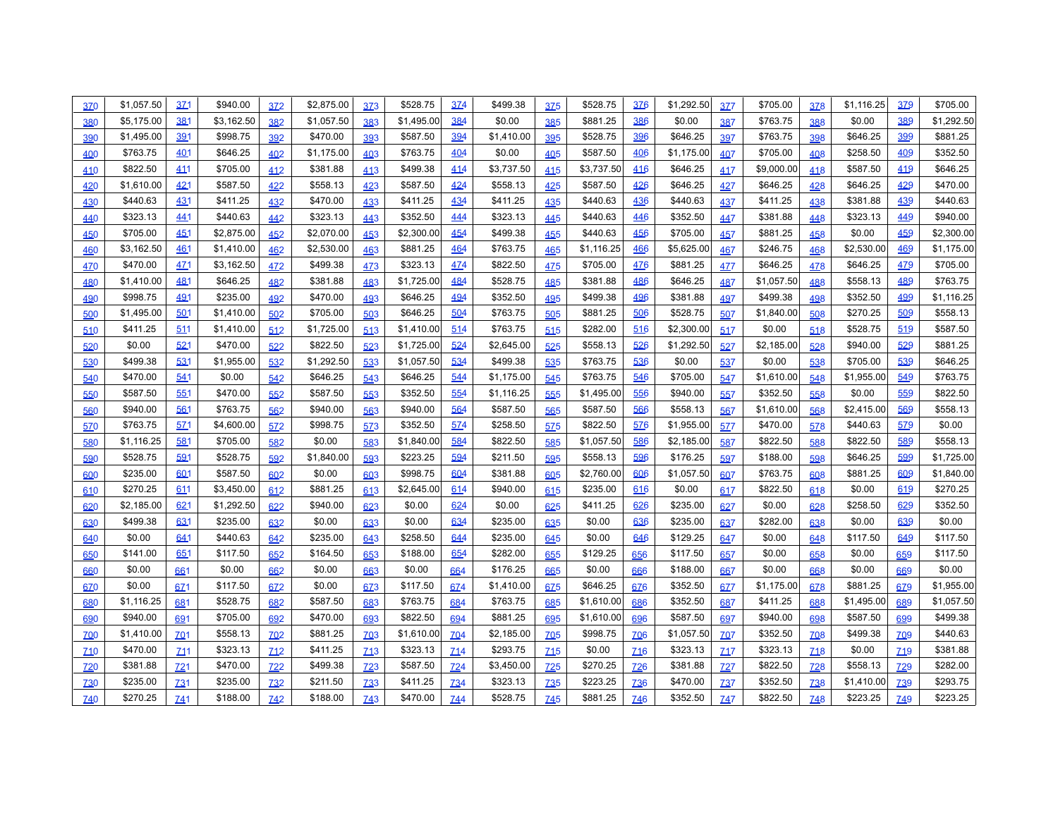| | | | | | | | | | | | | | | | | | | | |
|---|---|---|---|---|---|---|---|---|---|---|---|---|---|---|---|---|---|---|---|
| 370 | $1,057.50 | 371 | $940.00 | 372 | $2,875.00 | 373 | $528.75 | 374 | $499.38 | 375 | $528.75 | 376 | $1,292.50 | 377 | $705.00 | 378 | $1,116.25 | 379 | $705.00 |
| 380 | $5,175.00 | 381 | $3,162.50 | 382 | $1,057.50 | 383 | $1,495.00 | 384 | $0.00 | 385 | $881.25 | 386 | $0.00 | 387 | $763.75 | 388 | $0.00 | 389 | $1,292.50 |
| 390 | $1,495.00 | 391 | $998.75 | 392 | $470.00 | 393 | $587.50 | 394 | $1,410.00 | 395 | $528.75 | 396 | $646.25 | 397 | $763.75 | 398 | $646.25 | 399 | $881.25 |
| 400 | $763.75 | 401 | $646.25 | 402 | $1,175.00 | 403 | $763.75 | 404 | $0.00 | 405 | $587.50 | 406 | $1,175.00 | 407 | $705.00 | 408 | $258.50 | 409 | $352.50 |
| 410 | $822.50 | 411 | $705.00 | 412 | $381.88 | 413 | $499.38 | 414 | $3,737.50 | 415 | $3,737.50 | 416 | $646.25 | 417 | $9,000.00 | 418 | $587.50 | 419 | $646.25 |
| 420 | $1,610.00 | 421 | $587.50 | 422 | $558.13 | 423 | $587.50 | 424 | $558.13 | 425 | $587.50 | 426 | $646.25 | 427 | $646.25 | 428 | $646.25 | 429 | $470.00 |
| 430 | $440.63 | 431 | $411.25 | 432 | $470.00 | 433 | $411.25 | 434 | $411.25 | 435 | $440.63 | 436 | $440.63 | 437 | $411.25 | 438 | $381.88 | 439 | $440.63 |
| 440 | $323.13 | 441 | $440.63 | 442 | $323.13 | 443 | $352.50 | 444 | $323.13 | 445 | $440.63 | 446 | $352.50 | 447 | $381.88 | 448 | $323.13 | 449 | $940.00 |
| 450 | $705.00 | 451 | $2,875.00 | 452 | $2,070.00 | 453 | $2,300.00 | 454 | $499.38 | 455 | $440.63 | 456 | $705.00 | 457 | $881.25 | 458 | $0.00 | 459 | $2,300.00 |
| 460 | $3,162.50 | 461 | $1,410.00 | 462 | $2,530.00 | 463 | $881.25 | 464 | $763.75 | 465 | $1,116.25 | 466 | $5,625.00 | 467 | $246.75 | 468 | $2,530.00 | 469 | $1,175.00 |
| 470 | $470.00 | 471 | $3,162.50 | 472 | $499.38 | 473 | $323.13 | 474 | $822.50 | 475 | $705.00 | 476 | $881.25 | 477 | $646.25 | 478 | $646.25 | 479 | $705.00 |
| 480 | $1,410.00 | 481 | $646.25 | 482 | $381.88 | 483 | $1,725.00 | 484 | $528.75 | 485 | $381.88 | 486 | $646.25 | 487 | $1,057.50 | 488 | $558.13 | 489 | $763.75 |
| 490 | $998.75 | 491 | $235.00 | 492 | $470.00 | 493 | $646.25 | 494 | $352.50 | 495 | $499.38 | 496 | $381.88 | 497 | $499.38 | 498 | $352.50 | 499 | $1,116.25 |
| 500 | $1,495.00 | 501 | $1,410.00 | 502 | $705.00 | 503 | $646.25 | 504 | $763.75 | 505 | $881.25 | 506 | $528.75 | 507 | $1,840.00 | 508 | $270.25 | 509 | $558.13 |
| 510 | $411.25 | 511 | $1,410.00 | 512 | $1,725.00 | 513 | $1,410.00 | 514 | $763.75 | 515 | $282.00 | 516 | $2,300.00 | 517 | $0.00 | 518 | $528.75 | 519 | $587.50 |
| 520 | $0.00 | 521 | $470.00 | 522 | $822.50 | 523 | $1,725.00 | 524 | $2,645.00 | 525 | $558.13 | 526 | $1,292.50 | 527 | $2,185.00 | 528 | $940.00 | 529 | $881.25 |
| 530 | $499.38 | 531 | $1,955.00 | 532 | $1,292.50 | 533 | $1,057.50 | 534 | $499.38 | 535 | $763.75 | 536 | $0.00 | 537 | $0.00 | 538 | $705.00 | 539 | $646.25 |
| 540 | $470.00 | 541 | $0.00 | 542 | $646.25 | 543 | $646.25 | 544 | $1,175.00 | 545 | $763.75 | 546 | $705.00 | 547 | $1,610.00 | 548 | $1,955.00 | 549 | $763.75 |
| 550 | $587.50 | 551 | $470.00 | 552 | $587.50 | 553 | $352.50 | 554 | $1,116.25 | 555 | $1,495.00 | 556 | $940.00 | 557 | $352.50 | 558 | $0.00 | 559 | $822.50 |
| 560 | $940.00 | 561 | $763.75 | 562 | $940.00 | 563 | $940.00 | 564 | $587.50 | 565 | $587.50 | 566 | $558.13 | 567 | $1,610.00 | 568 | $2,415.00 | 569 | $558.13 |
| 570 | $763.75 | 571 | $4,600.00 | 572 | $998.75 | 573 | $352.50 | 574 | $258.50 | 575 | $822.50 | 576 | $1,955.00 | 577 | $470.00 | 578 | $440.63 | 579 | $0.00 |
| 580 | $1,116.25 | 581 | $705.00 | 582 | $0.00 | 583 | $1,840.00 | 584 | $822.50 | 585 | $1,057.50 | 586 | $2,185.00 | 587 | $822.50 | 588 | $822.50 | 589 | $558.13 |
| 590 | $528.75 | 591 | $528.75 | 592 | $1,840.00 | 593 | $223.25 | 594 | $211.50 | 595 | $558.13 | 596 | $176.25 | 597 | $188.00 | 598 | $646.25 | 599 | $1,725.00 |
| 600 | $235.00 | 601 | $587.50 | 602 | $0.00 | 603 | $998.75 | 604 | $381.88 | 605 | $2,760.00 | 606 | $1,057.50 | 607 | $763.75 | 608 | $881.25 | 609 | $1,840.00 |
| 610 | $270.25 | 611 | $3,450.00 | 612 | $881.25 | 613 | $2,645.00 | 614 | $940.00 | 615 | $235.00 | 616 | $0.00 | 617 | $822.50 | 618 | $0.00 | 619 | $270.25 |
| 620 | $2,185.00 | 621 | $1,292.50 | 622 | $940.00 | 623 | $0.00 | 624 | $0.00 | 625 | $411.25 | 626 | $235.00 | 627 | $0.00 | 628 | $258.50 | 629 | $352.50 |
| 630 | $499.38 | 631 | $235.00 | 632 | $0.00 | 633 | $0.00 | 634 | $235.00 | 635 | $0.00 | 636 | $235.00 | 637 | $282.00 | 638 | $0.00 | 639 | $0.00 |
| 640 | $0.00 | 641 | $440.63 | 642 | $235.00 | 643 | $258.50 | 644 | $235.00 | 645 | $0.00 | 646 | $129.25 | 647 | $0.00 | 648 | $117.50 | 649 | $117.50 |
| 650 | $141.00 | 651 | $117.50 | 652 | $164.50 | 653 | $188.00 | 654 | $282.00 | 655 | $129.25 | 656 | $117.50 | 657 | $0.00 | 658 | $0.00 | 659 | $117.50 |
| 660 | $0.00 | 661 | $0.00 | 662 | $0.00 | 663 | $0.00 | 664 | $176.25 | 665 | $0.00 | 666 | $188.00 | 667 | $0.00 | 668 | $0.00 | 669 | $0.00 |
| 670 | $0.00 | 671 | $117.50 | 672 | $0.00 | 673 | $117.50 | 674 | $1,410.00 | 675 | $646.25 | 676 | $352.50 | 677 | $1,175.00 | 678 | $881.25 | 679 | $1,955.00 |
| 680 | $1,116.25 | 681 | $528.75 | 682 | $587.50 | 683 | $763.75 | 684 | $763.75 | 685 | $1,610.00 | 686 | $352.50 | 687 | $411.25 | 688 | $1,495.00 | 689 | $1,057.50 |
| 690 | $940.00 | 691 | $705.00 | 692 | $470.00 | 693 | $822.50 | 694 | $881.25 | 695 | $1,610.00 | 696 | $587.50 | 697 | $940.00 | 698 | $587.50 | 699 | $499.38 |
| 700 | $1,410.00 | 701 | $558.13 | 702 | $881.25 | 703 | $1,610.00 | 704 | $2,185.00 | 705 | $998.75 | 706 | $1,057.50 | 707 | $352.50 | 708 | $499.38 | 709 | $440.63 |
| 710 | $470.00 | 711 | $323.13 | 712 | $411.25 | 713 | $323.13 | 714 | $293.75 | 715 | $0.00 | 716 | $323.13 | 717 | $323.13 | 718 | $0.00 | 719 | $381.88 |
| 720 | $381.88 | 721 | $470.00 | 722 | $499.38 | 723 | $587.50 | 724 | $3,450.00 | 725 | $270.25 | 726 | $381.88 | 727 | $822.50 | 728 | $558.13 | 729 | $282.00 |
| 730 | $235.00 | 731 | $235.00 | 732 | $211.50 | 733 | $411.25 | 734 | $323.13 | 735 | $223.25 | 736 | $470.00 | 737 | $352.50 | 738 | $1,410.00 | 739 | $293.75 |
| 740 | $270.25 | 741 | $188.00 | 742 | $188.00 | 743 | $470.00 | 744 | $528.75 | 745 | $881.25 | 746 | $352.50 | 747 | $822.50 | 748 | $223.25 | 749 | $223.25 |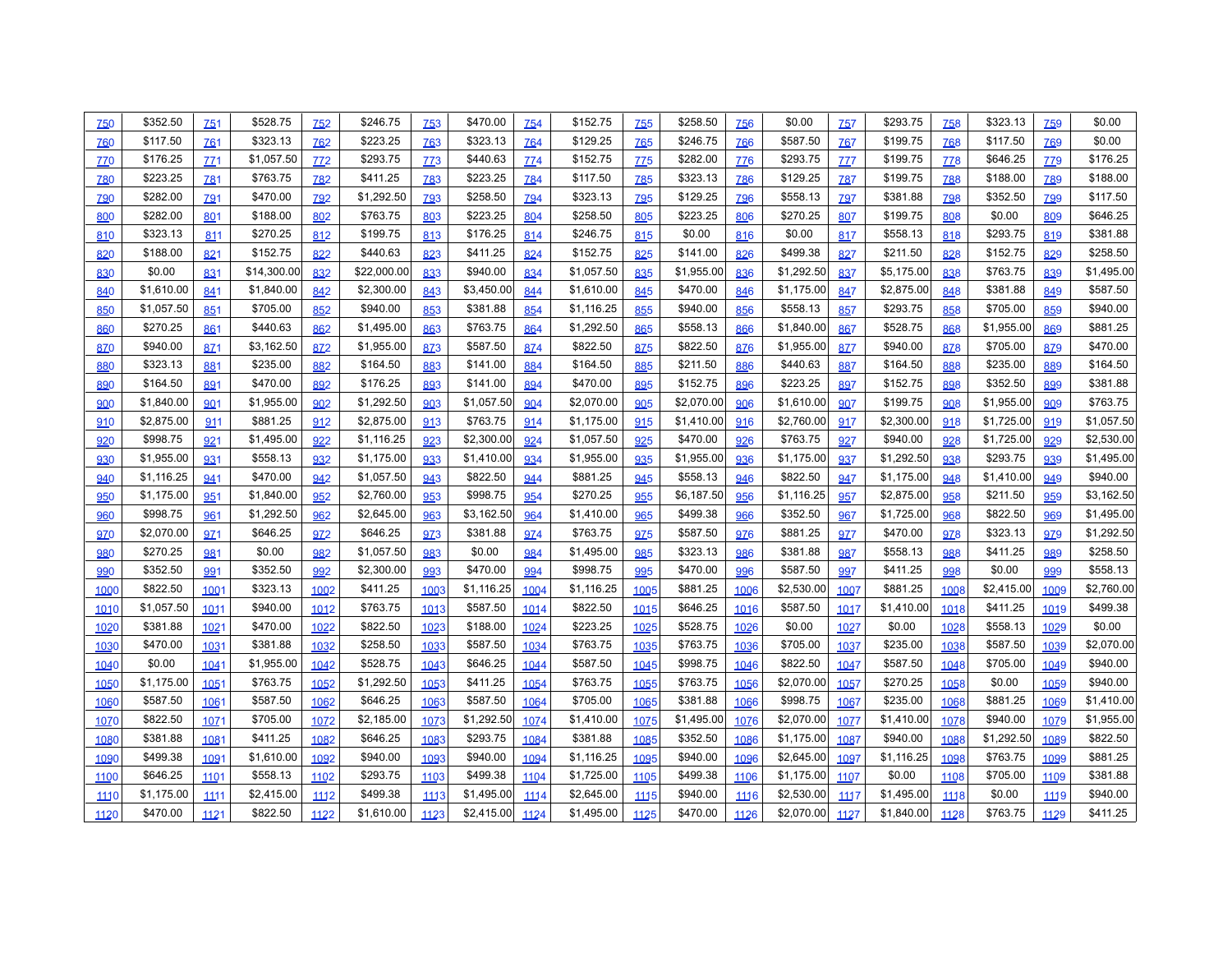| 750 | $352.50 | 751 | $528.75 | 752 | $246.75 | 753 | $470.00 | 754 | $152.75 | 755 | $258.50 | 756 | $0.00 | 757 | $293.75 | 758 | $323.13 | 759 | $0.00 |
|---|---|---|---|---|---|---|---|---|---|---|---|---|---|---|---|---|---|---|---|
| 760 | $117.50 | 761 | $323.13 | 762 | $223.25 | 763 | $323.13 | 764 | $129.25 | 765 | $246.75 | 766 | $587.50 | 767 | $199.75 | 768 | $117.50 | 769 | $0.00 |
| 770 | $176.25 | 771 | $1,057.50 | 772 | $293.75 | 773 | $440.63 | 774 | $152.75 | 775 | $282.00 | 776 | $293.75 | 777 | $199.75 | 778 | $646.25 | 779 | $176.25 |
| 780 | $223.25 | 781 | $763.75 | 782 | $411.25 | 783 | $223.25 | 784 | $117.50 | 785 | $323.13 | 786 | $129.25 | 787 | $199.75 | 788 | $188.00 | 789 | $188.00 |
| 790 | $282.00 | 791 | $470.00 | 792 | $1,292.50 | 793 | $258.50 | 794 | $323.13 | 795 | $129.25 | 796 | $558.13 | 797 | $381.88 | 798 | $352.50 | 799 | $117.50 |
| 800 | $282.00 | 801 | $188.00 | 802 | $763.75 | 803 | $223.25 | 804 | $258.50 | 805 | $223.25 | 806 | $270.25 | 807 | $199.75 | 808 | $0.00 | 809 | $646.25 |
| 810 | $323.13 | 811 | $270.25 | 812 | $199.75 | 813 | $176.25 | 814 | $246.75 | 815 | $0.00 | 816 | $0.00 | 817 | $558.13 | 818 | $293.75 | 819 | $381.88 |
| 820 | $188.00 | 821 | $152.75 | 822 | $440.63 | 823 | $411.25 | 824 | $152.75 | 825 | $141.00 | 826 | $499.38 | 827 | $211.50 | 828 | $152.75 | 829 | $258.50 |
| 830 | $0.00 | 831 | $14,300.00 | 832 | $22,000.00 | 833 | $940.00 | 834 | $1,057.50 | 835 | $1,955.00 | 836 | $1,292.50 | 837 | $5,175.00 | 838 | $763.75 | 839 | $1,495.00 |
| 840 | $1,610.00 | 841 | $1,840.00 | 842 | $2,300.00 | 843 | $3,450.00 | 844 | $1,610.00 | 845 | $470.00 | 846 | $1,175.00 | 847 | $2,875.00 | 848 | $381.88 | 849 | $587.50 |
| 850 | $1,057.50 | 851 | $705.00 | 852 | $940.00 | 853 | $381.88 | 854 | $1,116.25 | 855 | $940.00 | 856 | $558.13 | 857 | $293.75 | 858 | $705.00 | 859 | $940.00 |
| 860 | $270.25 | 861 | $440.63 | 862 | $1,495.00 | 863 | $763.75 | 864 | $1,292.50 | 865 | $558.13 | 866 | $1,840.00 | 867 | $528.75 | 868 | $1,955.00 | 869 | $881.25 |
| 870 | $940.00 | 871 | $3,162.50 | 872 | $1,955.00 | 873 | $587.50 | 874 | $822.50 | 875 | $822.50 | 876 | $1,955.00 | 877 | $940.00 | 878 | $705.00 | 879 | $470.00 |
| 880 | $323.13 | 881 | $235.00 | 882 | $164.50 | 883 | $141.00 | 884 | $164.50 | 885 | $211.50 | 886 | $440.63 | 887 | $164.50 | 888 | $235.00 | 889 | $164.50 |
| 890 | $164.50 | 891 | $470.00 | 892 | $176.25 | 893 | $141.00 | 894 | $470.00 | 895 | $152.75 | 896 | $223.25 | 897 | $152.75 | 898 | $352.50 | 899 | $381.88 |
| 900 | $1,840.00 | 901 | $1,955.00 | 902 | $1,292.50 | 903 | $1,057.50 | 904 | $2,070.00 | 905 | $2,070.00 | 906 | $1,610.00 | 907 | $199.75 | 908 | $1,955.00 | 909 | $763.75 |
| 910 | $2,875.00 | 911 | $881.25 | 912 | $2,875.00 | 913 | $763.75 | 914 | $1,175.00 | 915 | $1,410.00 | 916 | $2,760.00 | 917 | $2,300.00 | 918 | $1,725.00 | 919 | $1,057.50 |
| 920 | $998.75 | 921 | $1,495.00 | 922 | $1,116.25 | 923 | $2,300.00 | 924 | $1,057.50 | 925 | $470.00 | 926 | $763.75 | 927 | $940.00 | 928 | $1,725.00 | 929 | $2,530.00 |
| 930 | $1,955.00 | 931 | $558.13 | 932 | $1,175.00 | 933 | $1,410.00 | 934 | $1,955.00 | 935 | $1,955.00 | 936 | $1,175.00 | 937 | $1,292.50 | 938 | $293.75 | 939 | $1,495.00 |
| 940 | $1,116.25 | 941 | $470.00 | 942 | $1,057.50 | 943 | $822.50 | 944 | $881.25 | 945 | $558.13 | 946 | $822.50 | 947 | $1,175.00 | 948 | $1,410.00 | 949 | $940.00 |
| 950 | $1,175.00 | 951 | $1,840.00 | 952 | $2,760.00 | 953 | $998.75 | 954 | $270.25 | 955 | $6,187.50 | 956 | $1,116.25 | 957 | $2,875.00 | 958 | $211.50 | 959 | $3,162.50 |
| 960 | $998.75 | 961 | $1,292.50 | 962 | $2,645.00 | 963 | $3,162.50 | 964 | $1,410.00 | 965 | $499.38 | 966 | $352.50 | 967 | $1,725.00 | 968 | $822.50 | 969 | $1,495.00 |
| 970 | $2,070.00 | 971 | $646.25 | 972 | $646.25 | 973 | $381.88 | 974 | $763.75 | 975 | $587.50 | 976 | $881.25 | 977 | $470.00 | 978 | $323.13 | 979 | $1,292.50 |
| 980 | $270.25 | 981 | $0.00 | 982 | $1,057.50 | 983 | $0.00 | 984 | $1,495.00 | 985 | $323.13 | 986 | $381.88 | 987 | $558.13 | 988 | $411.25 | 989 | $258.50 |
| 990 | $352.50 | 991 | $352.50 | 992 | $2,300.00 | 993 | $470.00 | 994 | $998.75 | 995 | $470.00 | 996 | $587.50 | 997 | $411.25 | 998 | $0.00 | 999 | $558.13 |
| 1000 | $822.50 | 1001 | $323.13 | 1002 | $411.25 | 1003 | $1,116.25 | 1004 | $1,116.25 | 1005 | $881.25 | 1006 | $2,530.00 | 1007 | $881.25 | 1008 | $2,415.00 | 1009 | $2,760.00 |
| 1010 | $1,057.50 | 1011 | $940.00 | 1012 | $763.75 | 1013 | $587.50 | 1014 | $822.50 | 1015 | $646.25 | 1016 | $587.50 | 1017 | $1,410.00 | 1018 | $411.25 | 1019 | $499.38 |
| 1020 | $381.88 | 1021 | $470.00 | 1022 | $822.50 | 1023 | $188.00 | 1024 | $223.25 | 1025 | $528.75 | 1026 | $0.00 | 1027 | $0.00 | 1028 | $558.13 | 1029 | $0.00 |
| 1030 | $470.00 | 1031 | $381.88 | 1032 | $258.50 | 1033 | $587.50 | 1034 | $763.75 | 1035 | $763.75 | 1036 | $705.00 | 1037 | $235.00 | 1038 | $587.50 | 1039 | $2,070.00 |
| 1040 | $0.00 | 1041 | $1,955.00 | 1042 | $528.75 | 1043 | $646.25 | 1044 | $587.50 | 1045 | $998.75 | 1046 | $822.50 | 1047 | $587.50 | 1048 | $705.00 | 1049 | $940.00 |
| 1050 | $1,175.00 | 1051 | $763.75 | 1052 | $1,292.50 | 1053 | $411.25 | 1054 | $763.75 | 1055 | $763.75 | 1056 | $2,070.00 | 1057 | $270.25 | 1058 | $0.00 | 1059 | $940.00 |
| 1060 | $587.50 | 1061 | $587.50 | 1062 | $646.25 | 1063 | $587.50 | 1064 | $705.00 | 1065 | $381.88 | 1066 | $998.75 | 1067 | $235.00 | 1068 | $881.25 | 1069 | $1,410.00 |
| 1070 | $822.50 | 1071 | $705.00 | 1072 | $2,185.00 | 1073 | $1,292.50 | 1074 | $1,410.00 | 1075 | $1,495.00 | 1076 | $2,070.00 | 1077 | $1,410.00 | 1078 | $940.00 | 1079 | $1,955.00 |
| 1080 | $381.88 | 1081 | $411.25 | 1082 | $646.25 | 1083 | $293.75 | 1084 | $381.88 | 1085 | $352.50 | 1086 | $1,175.00 | 1087 | $940.00 | 1088 | $1,292.50 | 1089 | $822.50 |
| 1090 | $499.38 | 1091 | $1,610.00 | 1092 | $940.00 | 1093 | $940.00 | 1094 | $1,116.25 | 1095 | $940.00 | 1096 | $2,645.00 | 1097 | $1,116.25 | 1098 | $763.75 | 1099 | $881.25 |
| 1100 | $646.25 | 1101 | $558.13 | 1102 | $293.75 | 1103 | $499.38 | 1104 | $1,725.00 | 1105 | $499.38 | 1106 | $1,175.00 | 1107 | $0.00 | 1108 | $705.00 | 1109 | $381.88 |
| 1110 | $1,175.00 | 1111 | $2,415.00 | 1112 | $499.38 | 1113 | $1,495.00 | 1114 | $2,645.00 | 1115 | $940.00 | 1116 | $2,530.00 | 1117 | $1,495.00 | 1118 | $0.00 | 1119 | $940.00 |
| 1120 | $470.00 | 1121 | $822.50 | 1122 | $1,610.00 | 1123 | $2,415.00 | 1124 | $1,495.00 | 1125 | $470.00 | 1126 | $2,070.00 | 1127 | $1,840.00 | 1128 | $763.75 | 1129 | $411.25 |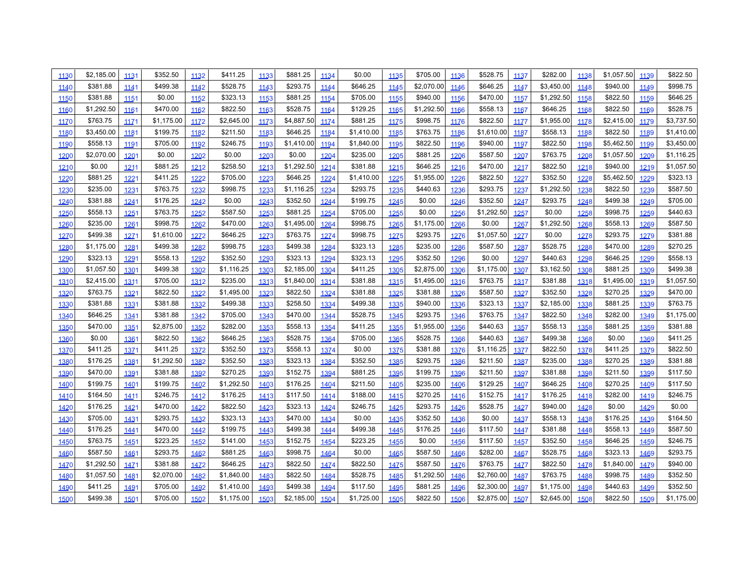| 1130 | $2,185.00 | 1131 | $352.50 | 1132 | $411.25 | 1133 | $881.25 | 1134 | $0.00 | 1135 | $705.00 | 1136 | $528.75 | 1137 | $282.00 | 1138 | $1,057.50 | 1139 | $822.50 |
|---|---|---|---|---|---|---|---|---|---|---|---|---|---|---|---|---|---|---|---|
| 1140 | $381.88 | 1141 | $499.38 | 1142 | $528.75 | 1143 | $293.75 | 1144 | $646.25 | 1145 | $2,070.00 | 1146 | $646.25 | 1147 | $3,450.00 | 1148 | $940.00 | 1149 | $998.75 |
| 1150 | $381.88 | 1151 | $0.00 | 1152 | $323.13 | 1153 | $881.25 | 1154 | $705.00 | 1155 | $940.00 | 1156 | $470.00 | 1157 | $1,292.50 | 1158 | $822.50 | 1159 | $646.25 |
| 1160 | $1,292.50 | 1161 | $470.00 | 1162 | $822.50 | 1163 | $528.75 | 1164 | $129.25 | 1165 | $1,292.50 | 1166 | $558.13 | 1167 | $646.25 | 1168 | $822.50 | 1169 | $528.75 |
| 1170 | $763.75 | 1171 | $1,175.00 | 1172 | $2,645.00 | 1173 | $4,887.50 | 1174 | $881.25 | 1175 | $998.75 | 1176 | $822.50 | 1177 | $1,955.00 | 1178 | $2,415.00 | 1179 | $3,737.50 |
| 1180 | $3,450.00 | 1181 | $199.75 | 1182 | $211.50 | 1183 | $646.25 | 1184 | $1,410.00 | 1185 | $763.75 | 1186 | $1,610.00 | 1187 | $558.13 | 1188 | $822.50 | 1189 | $1,410.00 |
| 1190 | $558.13 | 1191 | $705.00 | 1192 | $246.75 | 1193 | $1,410.00 | 1194 | $1,840.00 | 1195 | $822.50 | 1196 | $940.00 | 1197 | $822.50 | 1198 | $5,462.50 | 1199 | $3,450.00 |
| 1200 | $2,070.00 | 1201 | $0.00 | 1202 | $0.00 | 1203 | $0.00 | 1204 | $235.00 | 1205 | $881.25 | 1206 | $587.50 | 1207 | $763.75 | 1208 | $1,057.50 | 1209 | $1,116.25 |
| 1210 | $0.00 | 1211 | $881.25 | 1212 | $258.50 | 1213 | $1,292.50 | 1214 | $381.88 | 1215 | $646.25 | 1216 | $470.00 | 1217 | $822.50 | 1218 | $940.00 | 1219 | $1,057.50 |
| 1220 | $881.25 | 1221 | $411.25 | 1222 | $705.00 | 1223 | $646.25 | 1224 | $1,410.00 | 1225 | $1,955.00 | 1226 | $822.50 | 1227 | $352.50 | 1228 | $5,462.50 | 1229 | $323.13 |
| 1230 | $235.00 | 1231 | $763.75 | 1232 | $998.75 | 1233 | $1,116.25 | 1234 | $293.75 | 1235 | $440.63 | 1236 | $293.75 | 1237 | $1,292.50 | 1238 | $822.50 | 1239 | $587.50 |
| 1240 | $381.88 | 1241 | $176.25 | 1242 | $0.00 | 1243 | $352.50 | 1244 | $199.75 | 1245 | $0.00 | 1246 | $352.50 | 1247 | $293.75 | 1248 | $499.38 | 1249 | $705.00 |
| 1250 | $558.13 | 1251 | $763.75 | 1252 | $587.50 | 1253 | $881.25 | 1254 | $705.00 | 1255 | $0.00 | 1256 | $1,292.50 | 1257 | $0.00 | 1258 | $998.75 | 1259 | $440.63 |
| 1260 | $235.00 | 1261 | $998.75 | 1262 | $470.00 | 1263 | $1,495.00 | 1264 | $998.75 | 1265 | $1,175.00 | 1266 | $0.00 | 1267 | $1,292.50 | 1268 | $558.13 | 1269 | $587.50 |
| 1270 | $499.38 | 1271 | $1,610.00 | 1272 | $646.25 | 1273 | $763.75 | 1274 | $998.75 | 1275 | $293.75 | 1276 | $1,057.50 | 1277 | $0.00 | 1278 | $293.75 | 1279 | $381.88 |
| 1280 | $1,175.00 | 1281 | $499.38 | 1282 | $998.75 | 1283 | $499.38 | 1284 | $323.13 | 1285 | $235.00 | 1286 | $587.50 | 1287 | $528.75 | 1288 | $470.00 | 1289 | $270.25 |
| 1290 | $323.13 | 1291 | $558.13 | 1292 | $352.50 | 1293 | $323.13 | 1294 | $323.13 | 1295 | $352.50 | 1296 | $0.00 | 1297 | $440.63 | 1298 | $646.25 | 1299 | $558.13 |
| 1300 | $1,057.50 | 1301 | $499.38 | 1302 | $1,116.25 | 1303 | $2,185.00 | 1304 | $411.25 | 1305 | $2,875.00 | 1306 | $1,175.00 | 1307 | $3,162.50 | 1308 | $881.25 | 1309 | $499.38 |
| 1310 | $2,415.00 | 1311 | $705.00 | 1312 | $235.00 | 1313 | $1,840.00 | 1314 | $381.88 | 1315 | $1,495.00 | 1316 | $763.75 | 1317 | $381.88 | 1318 | $1,495.00 | 1319 | $1,057.50 |
| 1320 | $763.75 | 1321 | $822.50 | 1322 | $1,495.00 | 1323 | $822.50 | 1324 | $381.88 | 1325 | $381.88 | 1326 | $587.50 | 1327 | $352.50 | 1328 | $270.25 | 1329 | $470.00 |
| 1330 | $381.88 | 1331 | $381.88 | 1332 | $499.38 | 1333 | $258.50 | 1334 | $499.38 | 1335 | $940.00 | 1336 | $323.13 | 1337 | $2,185.00 | 1338 | $881.25 | 1339 | $763.75 |
| 1340 | $646.25 | 1341 | $381.88 | 1342 | $705.00 | 1343 | $470.00 | 1344 | $528.75 | 1345 | $293.75 | 1346 | $763.75 | 1347 | $822.50 | 1348 | $282.00 | 1349 | $1,175.00 |
| 1350 | $470.00 | 1351 | $2,875.00 | 1352 | $282.00 | 1353 | $558.13 | 1354 | $411.25 | 1355 | $1,955.00 | 1356 | $440.63 | 1357 | $558.13 | 1358 | $881.25 | 1359 | $381.88 |
| 1360 | $0.00 | 1361 | $822.50 | 1362 | $646.25 | 1363 | $528.75 | 1364 | $705.00 | 1365 | $528.75 | 1366 | $440.63 | 1367 | $499.38 | 1368 | $0.00 | 1369 | $411.25 |
| 1370 | $411.25 | 1371 | $411.25 | 1372 | $352.50 | 1373 | $558.13 | 1374 | $0.00 | 1375 | $381.88 | 1376 | $1,116.25 | 1377 | $822.50 | 1378 | $411.25 | 1379 | $822.50 |
| 1380 | $176.25 | 1381 | $1,292.50 | 1382 | $352.50 | 1383 | $323.13 | 1384 | $352.50 | 1385 | $293.75 | 1386 | $211.50 | 1387 | $235.00 | 1388 | $270.25 | 1389 | $381.88 |
| 1390 | $470.00 | 1391 | $381.88 | 1392 | $270.25 | 1393 | $152.75 | 1394 | $881.25 | 1395 | $199.75 | 1396 | $211.50 | 1397 | $381.88 | 1398 | $211.50 | 1399 | $117.50 |
| 1400 | $199.75 | 1401 | $199.75 | 1402 | $1,292.50 | 1403 | $176.25 | 1404 | $211.50 | 1405 | $235.00 | 1406 | $129.25 | 1407 | $646.25 | 1408 | $270.25 | 1409 | $117.50 |
| 1410 | $164.50 | 1411 | $246.75 | 1412 | $176.25 | 1413 | $117.50 | 1414 | $188.00 | 1415 | $270.25 | 1416 | $152.75 | 1417 | $176.25 | 1418 | $282.00 | 1419 | $246.75 |
| 1420 | $176.25 | 1421 | $470.00 | 1422 | $822.50 | 1423 | $323.13 | 1424 | $246.75 | 1425 | $293.75 | 1426 | $528.75 | 1427 | $940.00 | 1428 | $0.00 | 1429 | $0.00 |
| 1430 | $705.00 | 1431 | $293.75 | 1432 | $323.13 | 1433 | $470.00 | 1434 | $0.00 | 1435 | $352.50 | 1436 | $0.00 | 1437 | $558.13 | 1438 | $176.25 | 1439 | $164.50 |
| 1440 | $176.25 | 1441 | $470.00 | 1442 | $199.75 | 1443 | $499.38 | 1444 | $499.38 | 1445 | $176.25 | 1446 | $117.50 | 1447 | $381.88 | 1448 | $558.13 | 1449 | $587.50 |
| 1450 | $763.75 | 1451 | $223.25 | 1452 | $141.00 | 1453 | $152.75 | 1454 | $223.25 | 1455 | $0.00 | 1456 | $117.50 | 1457 | $352.50 | 1458 | $646.25 | 1459 | $246.75 |
| 1460 | $587.50 | 1461 | $293.75 | 1462 | $881.25 | 1463 | $998.75 | 1464 | $0.00 | 1465 | $587.50 | 1466 | $282.00 | 1467 | $528.75 | 1468 | $323.13 | 1469 | $293.75 |
| 1470 | $1,292.50 | 1471 | $381.88 | 1472 | $646.25 | 1473 | $822.50 | 1474 | $822.50 | 1475 | $587.50 | 1476 | $763.75 | 1477 | $822.50 | 1478 | $1,840.00 | 1479 | $940.00 |
| 1480 | $1,057.50 | 1481 | $2,070.00 | 1482 | $1,840.00 | 1483 | $822.50 | 1484 | $528.75 | 1485 | $1,292.50 | 1486 | $2,760.00 | 1487 | $763.75 | 1488 | $998.75 | 1489 | $352.50 |
| 1490 | $411.25 | 1491 | $705.00 | 1492 | $1,410.00 | 1493 | $499.38 | 1494 | $117.50 | 1495 | $881.25 | 1496 | $2,300.00 | 1497 | $1,175.00 | 1498 | $440.63 | 1499 | $352.50 |
| 1500 | $499.38 | 1501 | $705.00 | 1502 | $1,175.00 | 1503 | $2,185.00 | 1504 | $1,725.00 | 1505 | $822.50 | 1506 | $2,875.00 | 1507 | $2,645.00 | 1508 | $822.50 | 1509 | $1,175.00 |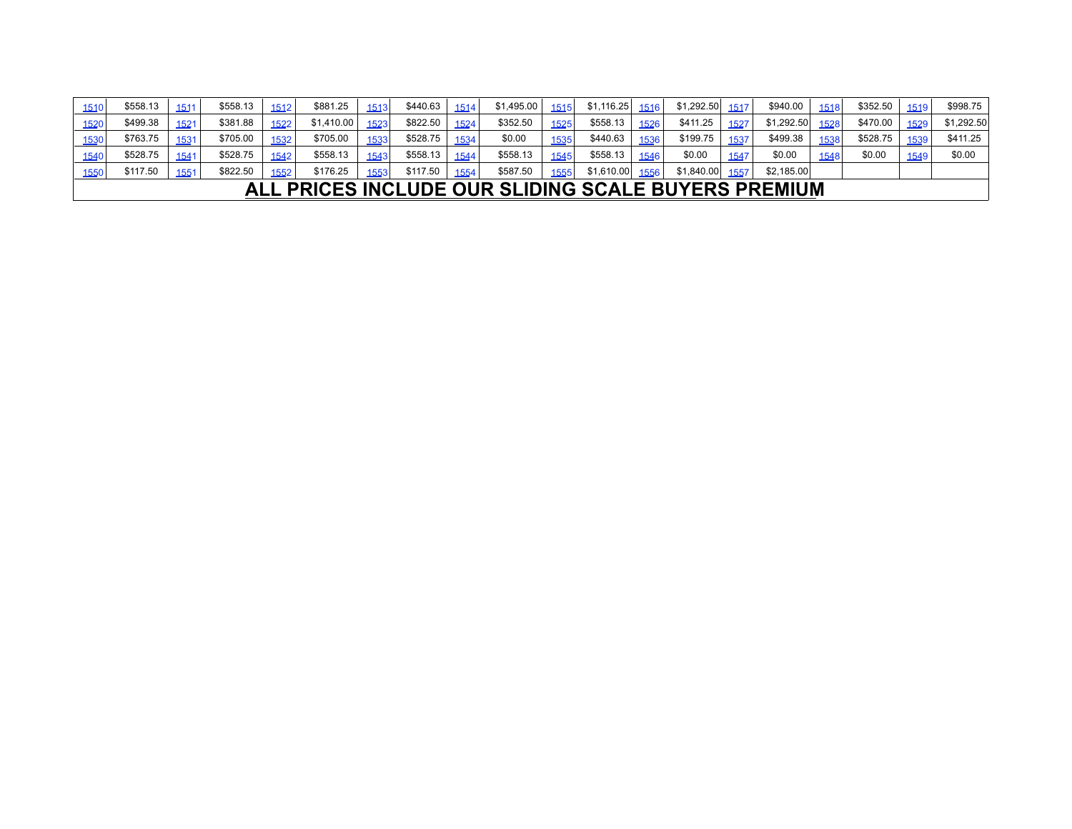| | | | | | | | | | | | | | | | | | | | |
|---|---|---|---|---|---|---|---|---|---|---|---|---|---|---|---|---|---|---|---|
| 1510 | $558.13 | 1511 | $558.13 | 1512 | $881.25 | 1513 | $440.63 | 1514 | $1,495.00 | 1515 | $1,116.25 | 1516 | $1,292.50 | 1517 | $940.00 | 1518 | $352.50 | 1519 | $998.75 |
| 1520 | $499.38 | 1521 | $381.88 | 1522 | $1,410.00 | 1523 | $822.50 | 1524 | $352.50 | 1525 | $558.13 | 1526 | $411.25 | 1527 | $1,292.50 | 1528 | $470.00 | 1529 | $1,292.50 |
| 1530 | $763.75 | 1531 | $705.00 | 1532 | $705.00 | 1533 | $528.75 | 1534 | $0.00 | 1535 | $440.63 | 1536 | $199.75 | 1537 | $499.38 | 1538 | $528.75 | 1539 | $411.25 |
| 1540 | $528.75 | 1541 | $528.75 | 1542 | $558.13 | 1543 | $558.13 | 1544 | $558.13 | 1545 | $558.13 | 1546 | $0.00 | 1547 | $0.00 | 1548 | $0.00 | 1549 | $0.00 |
| 1550 | $117.50 | 1551 | $822.50 | 1552 | $176.25 | 1553 | $117.50 | 1554 | $587.50 | 1555 | $1,610.00 | 1556 | $1,840.00 | 1557 | $2,185.00 | | | | |

**ALL PRICES INCLUDE OUR SLIDING SCALE BUYERS PREMIUM**